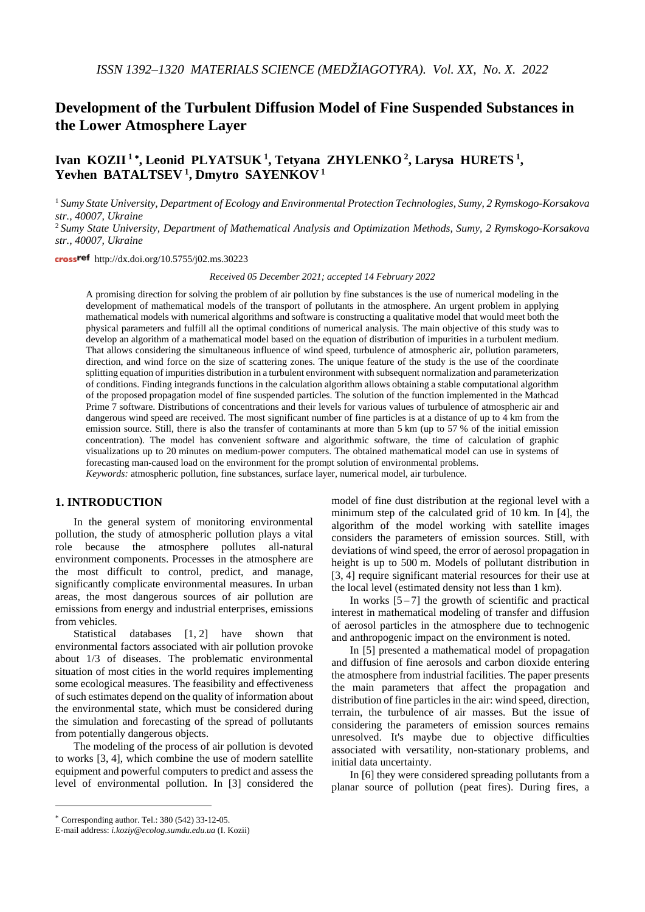# Development of the Turbulent Diffusion Model of Fine Suspended Substances in the Lower Atmosphere Layer

**Ivan KOZII [1*], Leonid PLYATSUK [1], Tetyana ZHYLENKO [2], Larysa HURETS [1], Yevhen BATALTSEV [1], Dmytro SAYENKOV [1]**

[1] *Sumy State University, Department of Ecology and Environmental Protection Technologies, Sumy, 2 Rymskogo-Korsakova str., 40007, Ukraine*

[2] *Sumy State University, Department of Mathematical Analysis and Optimization Methods, Sumy, 2 Rymskogo-Korsakova str., 40007, Ukraine*

http://dx.doi.org/10.5755/j02.ms.30223

*Received 05 December 2021; accepted 14 February 2022*

A promising direction for solving the problem of air pollution by fine substances is the use of numerical modeling in the development of mathematical models of the transport of pollutants in the atmosphere. An urgent problem in applying mathematical models with numerical algorithms and software is constructing a qualitative model that would meet both the physical parameters and fulfill all the optimal conditions of numerical analysis. The main objective of this study was to develop an algorithm of a mathematical model based on the equation of distribution of impurities in a turbulent medium. That allows considering the simultaneous influence of wind speed, turbulence of atmospheric air, pollution parameters, direction, and wind force on the size of scattering zones. The unique feature of the study is the use of the coordinate splitting equation of impurities distribution in a turbulent environment with subsequent normalization and parameterization of conditions. Finding integrands functions in the calculation algorithm allows obtaining a stable computational algorithm of the proposed propagation model of fine suspended particles. The solution of the function implemented in the Mathcad Prime 7 software. Distributions of concentrations and their levels for various values of turbulence of atmospheric air and dangerous wind speed are received. The most significant number of fine particles is at a distance of up to 4 km from the emission source. Still, there is also the transfer of contaminants at more than 5 km (up to 57 % of the initial emission concentration). The model has convenient software and algorithmic software, the time of calculation of graphic visualizations up to 20 minutes on medium-power computers. The obtained mathematical model can use in systems of forecasting man-caused load on the environment for the prompt solution of environmental problems.

*Keywords:* atmospheric pollution, fine substances, surface layer, numerical model, air turbulence.

## 1. INTRODUCTION

In the general system of monitoring environmental pollution, the study of atmospheric pollution plays a vital role because the atmosphere pollutes all-natural environment components. Processes in the atmosphere are the most difficult to control, predict, and manage, significantly complicate environmental measures. In urban areas, the most dangerous sources of air pollution are emissions from energy and industrial enterprises, emissions from vehicles.

Statistical databases [1, 2] have shown that environmental factors associated with air pollution provoke about 1/3 of diseases. The problematic environmental situation of most cities in the world requires implementing some ecological measures. The feasibility and effectiveness of such estimates depend on the quality of information about the environmental state, which must be considered during the simulation and forecasting of the spread of pollutants from potentially dangerous objects.

The modeling of the process of air pollution is devoted to works [3, 4], which combine the use of modern satellite equipment and powerful computers to predict and assess the level of environmental pollution. In [3] considered the model of fine dust distribution at the regional level with a minimum step of the calculated grid of 10 km. In [4], the algorithm of the model working with satellite images considers the parameters of emission sources. Still, with deviations of wind speed, the error of aerosol propagation in height is up to 500 m. Models of pollutant distribution in [3, 4] require significant material resources for their use at the local level (estimated density not less than 1 km).

In works [5–7] the growth of scientific and practical interest in mathematical modeling of transfer and diffusion of aerosol particles in the atmosphere due to technogenic and anthropogenic impact on the environment is noted.

In [5] presented a mathematical model of propagation and diffusion of fine aerosols and carbon dioxide entering the atmosphere from industrial facilities. The paper presents the main parameters that affect the propagation and distribution of fine particles in the air: wind speed, direction, terrain, the turbulence of air masses. But the issue of considering the parameters of emission sources remains unresolved. It's maybe due to objective difficulties associated with versatility, non-stationary problems, and initial data uncertainty.

In [6] they were considered spreading pollutants from a planar source of pollution (peat fires). During fires, a

* Corresponding author. Tel.: 380 (542) 33-12-05.
E-mail address: *i.koziy@ecolog.sumdu.edu.ua* (I. Kozii)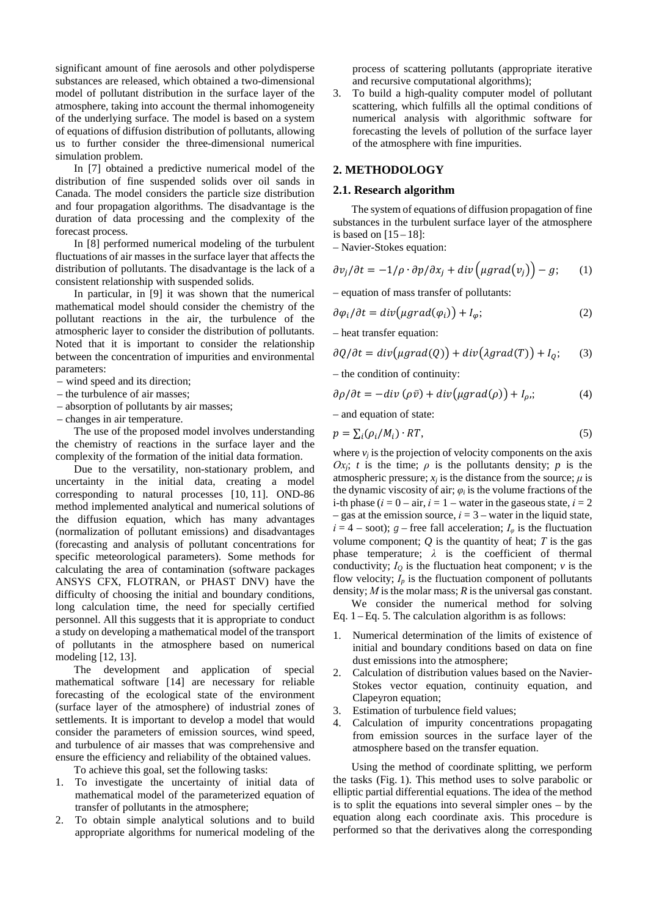significant amount of fine aerosols and other polydisperse substances are released, which obtained a two-dimensional model of pollutant distribution in the surface layer of the atmosphere, taking into account the thermal inhomogeneity of the underlying surface. The model is based on a system of equations of diffusion distribution of pollutants, allowing us to further consider the three-dimensional numerical simulation problem.

In [7] obtained a predictive numerical model of the distribution of fine suspended solids over oil sands in Canada. The model considers the particle size distribution and four propagation algorithms. The disadvantage is the duration of data processing and the complexity of the forecast process.

In [8] performed numerical modeling of the turbulent fluctuations of air masses in the surface layer that affects the distribution of pollutants. The disadvantage is the lack of a consistent relationship with suspended solids.

In particular, in [9] it was shown that the numerical mathematical model should consider the chemistry of the pollutant reactions in the air, the turbulence of the atmospheric layer to consider the distribution of pollutants. Noted that it is important to consider the relationship between the concentration of impurities and environmental parameters:

– wind speed and its direction;
– the turbulence of air masses;
– absorption of pollutants by air masses;
– changes in air temperature.

The use of the proposed model involves understanding the chemistry of reactions in the surface layer and the complexity of the formation of the initial data formation.

Due to the versatility, non-stationary problem, and uncertainty in the initial data, creating a model corresponding to natural processes [10, 11]. OND-86 method implemented analytical and numerical solutions of the diffusion equation, which has many advantages (normalization of pollutant emissions) and disadvantages (forecasting and analysis of pollutant concentrations for specific meteorological parameters). Some methods for calculating the area of contamination (software packages ANSYS CFX, FLOTRAN, or PHAST DNV) have the difficulty of choosing the initial and boundary conditions, long calculation time, the need for specially certified personnel. All this suggests that it is appropriate to conduct a study on developing a mathematical model of the transport of pollutants in the atmosphere based on numerical modeling [12, 13].

The development and application of special mathematical software [14] are necessary for reliable forecasting of the ecological state of the environment (surface layer of the atmosphere) of industrial zones of settlements. It is important to develop a model that would consider the parameters of emission sources, wind speed, and turbulence of air masses that was comprehensive and ensure the efficiency and reliability of the obtained values.

To achieve this goal, set the following tasks:

1. To investigate the uncertainty of initial data of mathematical model of the parameterized equation of transfer of pollutants in the atmosphere;
2. To obtain simple analytical solutions and to build appropriate algorithms for numerical modeling of the process of scattering pollutants (appropriate iterative and recursive computational algorithms);
3. To build a high-quality computer model of pollutant scattering, which fulfills all the optimal conditions of numerical analysis with algorithmic software for forecasting the levels of pollution of the surface layer of the atmosphere with fine impurities.

## 2. METHODOLOGY

### 2.1. Research algorithm

The system of equations of diffusion propagation of fine substances in the turbulent surface layer of the atmosphere is based on [15 – 18]:

– Navier-Stokes equation:

$$\partial v_j/\partial t = -1/\rho \cdot \partial p/\partial x_j + div\left(\mu grad\left(v_j\right)\right) - g; \qquad (1)$$

– equation of mass transfer of pollutants:

$$\partial \varphi_i/\partial t = div\left(\mu grad(\varphi_i)\right) + I_\varphi; \qquad (2)$$

– heat transfer equation:

$$\partial Q/\partial t = div\left(\mu grad(Q)\right) + div\left(\lambda grad(T)\right) + I_Q; \qquad (3)$$

– the condition of continuity:

$$\partial \rho/\partial t = -div\,(\rho \bar{v}) + div\left(\mu grad(\rho)\right) + I_\rho,; \qquad (4)$$

– and equation of state:

$$p = \sum_i (\rho_i/M_i) \cdot RT, \qquad (5)$$

where $v_j$ is the projection of velocity components on the axis $Ox_j$; $t$ is the time; $\rho$ is the pollutants density; $p$ is the atmospheric pressure; $x_j$ is the distance from the source; $\mu$ is the dynamic viscosity of air; $\varphi_i$ is the volume fractions of the i-th phase ($i = 0$ – air, $i = 1$ – water in the gaseous state, $i = 2$ – gas at the emission source, $i = 3$ – water in the liquid state, $i = 4$ – soot); $g$ – free fall acceleration; $I_\varphi$ is the fluctuation volume component; $Q$ is the quantity of heat; $T$ is the gas phase temperature; $\lambda$ is the coefficient of thermal conductivity; $I_Q$ is the fluctuation heat component; $v$ is the flow velocity; $I_p$ is the fluctuation component of pollutants density; $M$ is the molar mass; $R$ is the universal gas constant.

We consider the numerical method for solving Eq. 1 – Eq. 5. The calculation algorithm is as follows:

1. Numerical determination of the limits of existence of initial and boundary conditions based on data on fine dust emissions into the atmosphere;
2. Calculation of distribution values based on the Navier-Stokes vector equation, continuity equation, and Clapeyron equation;
3. Estimation of turbulence field values;
4. Calculation of impurity concentrations propagating from emission sources in the surface layer of the atmosphere based on the transfer equation.

Using the method of coordinate splitting, we perform the tasks (Fig. 1). This method uses to solve parabolic or elliptic partial differential equations. The idea of the method is to split the equations into several simpler ones – by the equation along each coordinate axis. This procedure is performed so that the derivatives along the corresponding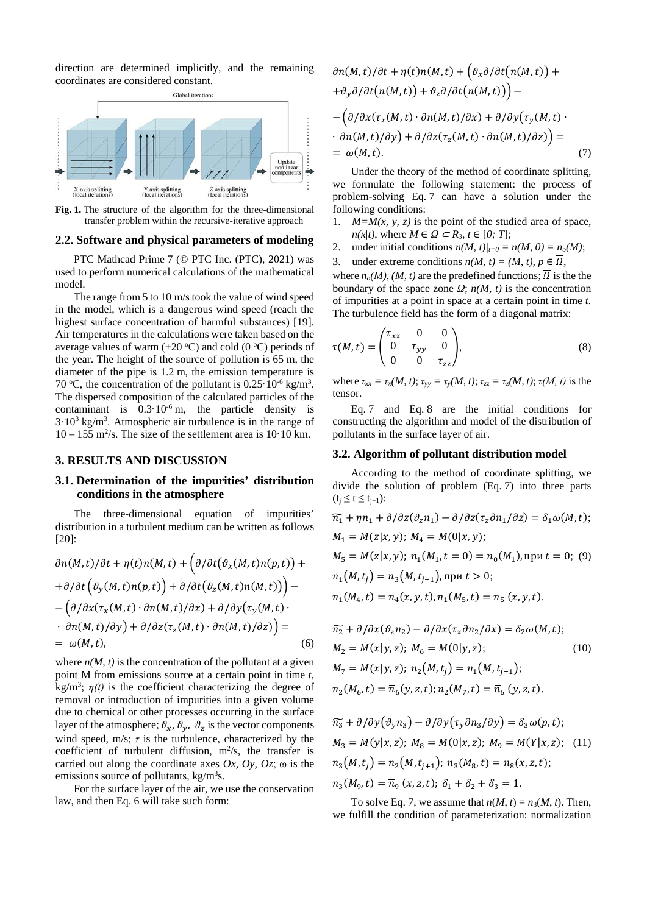direction are determined implicitly, and the remaining coordinates are considered constant.

**Fig. 1.** The structure of the algorithm for the three-dimensional transfer problem within the recursive-iterative approach

### 2.2. Software and physical parameters of modeling

PTC Mathcad Prime 7 (© PTC Inc. (PTC), 2021) was used to perform numerical calculations of the mathematical model.

The range from 5 to 10 m/s took the value of wind speed in the model, which is a dangerous wind speed (reach the highest surface concentration of harmful substances) [19]. Air temperatures in the calculations were taken based on the average values of warm (+20 °C) and cold (0 °C) periods of the year. The height of the source of pollution is 65 m, the diameter of the pipe is 1.2 m, the emission temperature is 70 °C, the concentration of the pollutant is $0.25 \cdot 10^{-6}$ kg/m$^3$. The dispersed composition of the calculated particles of the contaminant is $0.3 \cdot 10^{-6}$ m, the particle density is $3 \cdot 10^3$ kg/m$^3$. Atmospheric air turbulence is in the range of $10 - 155$ m$^2$/s. The size of the settlement area is $10 \cdot 10$ km.

## 3. RESULTS AND DISCUSSION

### 3.1. Determination of the impurities' distribution conditions in the atmosphere

The three-dimensional equation of impurities' distribution in a turbulent medium can be written as follows [20]:

$$\partial n(M,t)/\partial t + \eta(t)n(M,t) + \Big(\partial/\partial t\big(\vartheta_x(M,t)n(p,t)\big) + \partial/\partial t\big(\vartheta_y(M,t)n(p,t)\big) + \partial/\partial t\big(\vartheta_z(M,t)n(M,t)\big)\Big) - \Big(\partial/\partial x(\tau_x(M,t)\cdot \partial n(M,t)/\partial x) + \partial/\partial y\big(\tau_y(M,t)\cdot \partial n(M,t)/\partial y\big) + \partial/\partial z(\tau_z(M,t)\cdot \partial n(M,t)/\partial z)\Big) = \omega(M,t), \quad (6)$$

where $n(M, t)$ is the concentration of the pollutant at a given point M from emissions source at a certain point in time $t$, kg/m$^3$; $\eta(t)$ is the coefficient characterizing the degree of removal or introduction of impurities into a given volume due to chemical or other processes occurring in the surface layer of the atmosphere; $\vartheta_x$, $\vartheta_y$, $\vartheta_z$ is the vector components wind speed, m/s; $\tau$ is the turbulence, characterized by the coefficient of turbulent diffusion, m$^2$/s, the transfer is carried out along the coordinate axes $Ox$, $Oy$, $Oz$; ω is the emissions source of pollutants, kg/m$^3$s.

For the surface layer of the air, we use the conservation law, and then Eq. 6 will take such form:

$$\partial n(M,t)/\partial t + \eta(t)n(M,t) + \Big(\vartheta_x\partial/\partial t\big(n(M,t)\big) + \vartheta_y\partial/\partial t\big(n(M,t)\big) + \vartheta_z\partial/\partial t\big(n(M,t)\big)\Big) - \Big(\partial/\partial x(\tau_x(M,t)\cdot \partial n(M,t)/\partial x) + \partial/\partial y\big(\tau_y(M,t)\cdot \partial n(M,t)/\partial y\big) + \partial/\partial z(\tau_z(M,t)\cdot \partial n(M,t)/\partial z)\Big) = \omega(M,t). \quad (7)$$

Under the theory of the method of coordinate splitting, we formulate the following statement: the process of problem-solving Eq. 7 can have a solution under the following conditions:

1. $M=M(x, y, z)$ is the point of the studied area of space, $n(x|t)$, where $M \in \Omega \subset R_3$, $t \in [0; T]$;
2. under initial conditions $n(M, t)|_{t=0} = n(M, 0) = n_o(M)$;
3. under extreme conditions $n(M, t) = (M, t)$, $p \in \overline{\Omega}$,

where $n_o(M)$, $(M, t)$ are the predefined functions; $\overline{\Omega}$ is the the boundary of the space zone $\Omega$; $n(M, t)$ is the concentration of impurities at a point in space at a certain point in time $t$. The turbulence field has the form of a diagonal matrix:

$$\tau(M,t) = \begin{pmatrix} \tau_{xx} & 0 & 0 \\ 0 & \tau_{yy} & 0 \\ 0 & 0 & \tau_{zz} \end{pmatrix}, \quad (8)$$

where $\tau_{xx} = \tau_x(M, t)$; $\tau_{yy} = \tau_y(M, t)$; $\tau_{zz} = \tau_z(M, t)$; $\tau(M, t)$ is the tensor.

Eq. 7 and Eq. 8 are the initial conditions for constructing the algorithm and model of the distribution of pollutants in the surface layer of air.

### 3.2. Algorithm of pollutant distribution model

According to the method of coordinate splitting, we divide the solution of problem (Eq. 7) into three parts ($t_j \le t \le t_{j+1}$):

$$\begin{aligned} &\widetilde{n_1} + \eta n_1 + \partial/\partial z(\vartheta_z n_1) - \partial/\partial z(\tau_z \partial n_1/\partial z) = \delta_1\omega(M,t);\\ &M_1 = M(z|x,y);\ M_4 = M(0|x,y);\\ &M_5 = M(z|x,y);\ n_1(M_1, t=0) = n_0(M_1), \text{при } t = 0;\\ &n_1(M, t_j) = n_3(M, t_{j+1}), \text{при } t > 0;\\ &n_1(M_4, t) = \overline{n}_4(x,y,t), n_1(M_5, t) = \overline{n}_5(x,y,t). \end{aligned} \quad (9)$$

$$\begin{aligned} &\widetilde{n_2} + \partial/\partial x(\vartheta_z n_2) - \partial/\partial x(\tau_x \partial n_2/\partial x) = \delta_2\omega(M,t);\\ &M_2 = M(x|y,z);\ M_6 = M(0|y,z);\\ &M_7 = M(x|y,z);\ n_2(M, t_j) = n_1(M, t_{j+1});\\ &n_2(M_6, t) = \overline{n}_6(y,z,t); n_2(M_7, t) = \overline{n}_6(y,z,t). \end{aligned} \quad (10)$$

$$\begin{aligned} &\widetilde{n_3} + \partial/\partial y(\vartheta_y n_3) - \partial/\partial y(\tau_y \partial n_3/\partial y) = \delta_3\omega(p,t);\\ &M_3 = M(y|x,z);\ M_8 = M(0|x,z);\ M_9 = M(Y|x,z);\\ &n_3(M, t_j) = n_2(M, t_{j+1});\ n_3(M_8, t) = \overline{n}_8(x,z,t);\\ &n_3(M_9, t) = \overline{n}_9(x,z,t);\ \delta_1 + \delta_2 + \delta_3 = 1. \end{aligned} \quad (11)$$

To solve Eq. 7, we assume that $n(M, t) = n_3(M, t)$. Then, we fulfill the condition of parameterization: normalization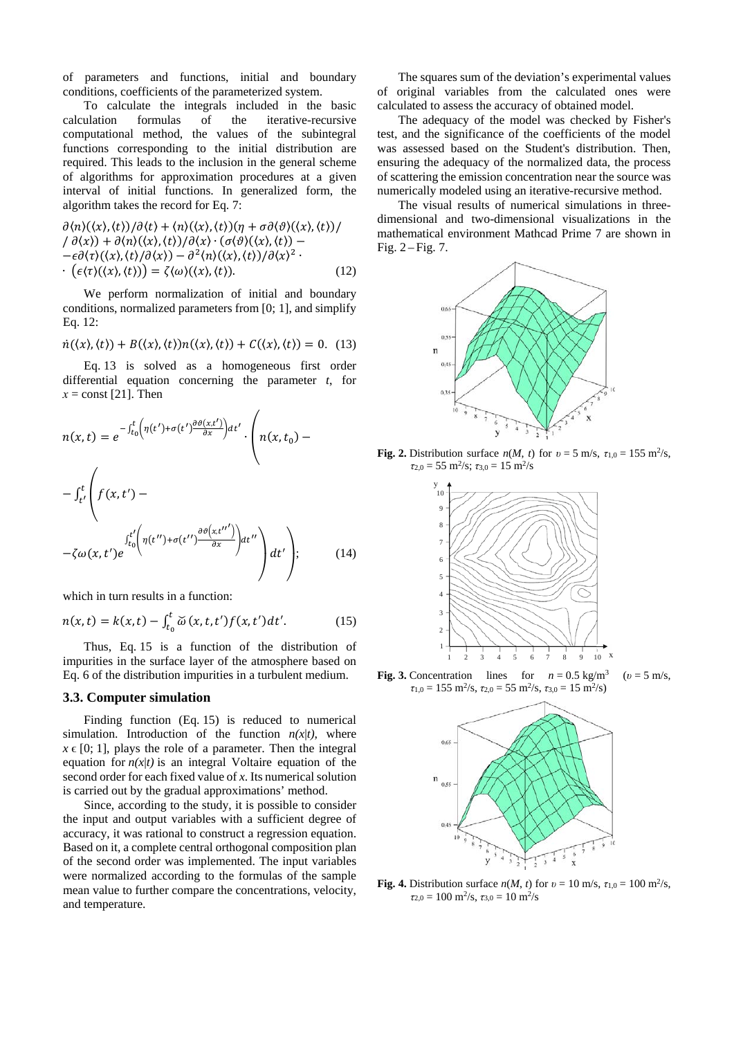of parameters and functions, initial and boundary conditions, coefficients of the parameterized system.

To calculate the integrals included in the basic calculation formulas of the iterative-recursive computational method, the values of the subintegral functions corresponding to the initial distribution are required. This leads to the inclusion in the general scheme of algorithms for approximation procedures at a given interval of initial functions. In generalized form, the algorithm takes the record for Eq. 7:

$$\partial\langle n\rangle(\langle x\rangle,\langle t\rangle)/\partial\langle t\rangle + \langle n\rangle(\langle x\rangle,\langle t\rangle)(\eta + \sigma\partial\langle\vartheta\rangle(\langle x\rangle,\langle t\rangle)/ \\ /\,\partial\langle x\rangle) + \partial\langle n\rangle(\langle x\rangle,\langle t\rangle)/\partial\langle x\rangle\cdot(\sigma\langle\vartheta\rangle(\langle x\rangle,\langle t\rangle) - \\ -\epsilon\partial\langle\tau\rangle(\langle x\rangle,\langle t\rangle/\partial\langle x\rangle) - \partial^2\langle n\rangle(\langle x\rangle,\langle t\rangle)/\partial\langle x\rangle^2\cdot \\ \cdot\left(\epsilon\langle\tau\rangle(\langle x\rangle,\langle t\rangle)\right) = \zeta\langle\omega\rangle(\langle x\rangle,\langle t\rangle). \tag{12}$$

We perform normalization of initial and boundary conditions, normalized parameters from [0; 1], and simplify Eq. 12:

$$\dot{n}(\langle x\rangle,\langle t\rangle) + B(\langle x\rangle,\langle t\rangle)n(\langle x\rangle,\langle t\rangle) + C(\langle x\rangle,\langle t\rangle) = 0. \tag{13}$$

Eq. 13 is solved as a homogeneous first order differential equation concerning the parameter $t$, for $x = \text{const}$ [21]. Then

$$n(x,t) = e^{-\int_{t_0}^{t}\left(\eta(t') + \sigma(t')\frac{\partial\vartheta(x,t')}{\partial x}\right)dt'}\cdot\left(n(x,t_0) - \right. \\ \left. -\int_{t'}^{t}\left(f(x,t') - \right.\right. \\ \left.\left. -\zeta\omega(x,t')e^{\int_{t_0}^{t'}\left(\eta(t'') + \sigma(t'')\frac{\partial\vartheta(x,t'')}{\partial x}\right)dt''}\right)dt'\right); \tag{14}$$

which in turn results in a function:

$$n(x,t) = k(x,t) - \int_{t_0}^{t}\breve{\omega}(x,t,t')f(x,t')dt'. \tag{15}$$

Thus, Eq. 15 is a function of the distribution of impurities in the surface layer of the atmosphere based on Eq. 6 of the distribution impurities in a turbulent medium.

### 3.3. Computer simulation

Finding function (Eq. 15) is reduced to numerical simulation. Introduction of the function $n(x|t)$, where $x \in [0; 1]$, plays the role of a parameter. Then the integral equation for $n(x|t)$ is an integral Voltaire equation of the second order for each fixed value of $x$. Its numerical solution is carried out by the gradual approximations' method.

Since, according to the study, it is possible to consider the input and output variables with a sufficient degree of accuracy, it was rational to construct a regression equation. Based on it, a complete central orthogonal composition plan of the second order was implemented. The input variables were normalized according to the formulas of the sample mean value to further compare the concentrations, velocity, and temperature.

The squares sum of the deviation's experimental values of original variables from the calculated ones were calculated to assess the accuracy of obtained model.

The adequacy of the model was checked by Fisher's test, and the significance of the coefficients of the model was assessed based on the Student's distribution. Then, ensuring the adequacy of the normalized data, the process of scattering the emission concentration near the source was numerically modeled using an iterative-recursive method.

The visual results of numerical simulations in three-dimensional and two-dimensional visualizations in the mathematical environment Mathcad Prime 7 are shown in Fig. 2 – Fig. 7.

**Fig. 2.** Distribution surface $n(M, t)$ for $\upsilon = 5$ m/s, $\tau_{1,0} = 155$ m²/s, $\tau_{2,0} = 55$ m²/s; $\tau_{3,0} = 15$ m²/s

**Fig. 3.** Concentration lines for $n = 0.5$ kg/m³ ($\upsilon = 5$ m/s, $\tau_{1,0} = 155$ m²/s, $\tau_{2,0} = 55$ m²/s, $\tau_{3,0} = 15$ m²/s)

**Fig. 4.** Distribution surface $n(M, t)$ for $\upsilon = 10$ m/s, $\tau_{1,0} = 100$ m²/s, $\tau_{2,0} = 100$ m²/s, $\tau_{3,0} = 10$ m²/s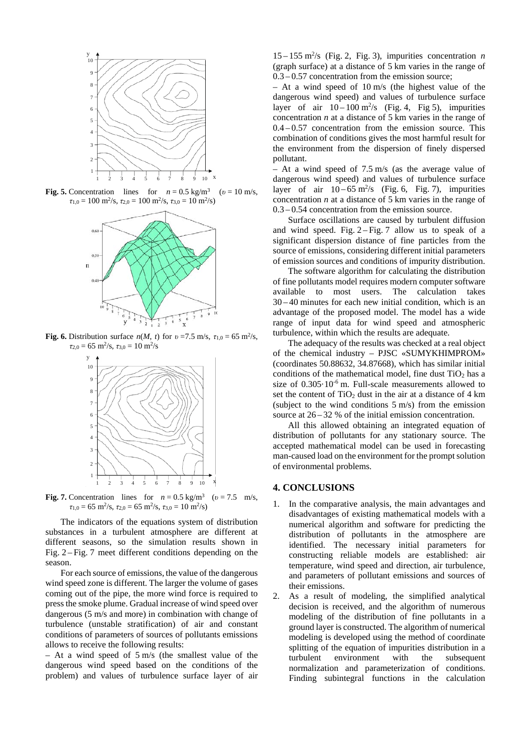**Fig. 5.** Concentration lines for $n = 0.5$ kg/m$^3$ ($\upsilon = 10$ m/s, $\tau_{1,0} = 100$ m$^2$/s, $\tau_{2,0} = 100$ m$^2$/s, $\tau_{3,0} = 10$ m$^2$/s)

**Fig. 6.** Distribution surface $n(M, t)$ for $\upsilon = 7.5$ m/s, $\tau_{1,0} = 65$ m$^2$/s, $\tau_{2,0} = 65$ m$^2$/s, $\tau_{3,0} = 10$ m$^2$/s

**Fig. 7.** Concentration lines for $n = 0.5$ kg/m$^3$ ($\upsilon = 7.5$ m/s, $\tau_{1,0} = 65$ m$^2$/s, $\tau_{2,0} = 65$ m$^2$/s, $\tau_{3,0} = 10$ m$^2$/s)

The indicators of the equations system of distribution substances in a turbulent atmosphere are different at different seasons, so the simulation results shown in Fig. 2 – Fig. 7 meet different conditions depending on the season.

For each source of emissions, the value of the dangerous wind speed zone is different. The larger the volume of gases coming out of the pipe, the more wind force is required to press the smoke plume. Gradual increase of wind speed over dangerous (5 m/s and more) in combination with change of turbulence (unstable stratification) of air and constant conditions of parameters of sources of pollutants emissions allows to receive the following results:

– At a wind speed of 5 m/s (the smallest value of the dangerous wind speed based on the conditions of the problem) and values of turbulence surface layer of air 15 – 155 m$^2$/s (Fig. 2, Fig. 3), impurities concentration *n* (graph surface) at a distance of 5 km varies in the range of 0.3 – 0.57 concentration from the emission source;

– At a wind speed of 10 m/s (the highest value of the dangerous wind speed) and values of turbulence surface layer of air 10 – 100 m$^2$/s (Fig. 4, Fig 5), impurities concentration *n* at a distance of 5 km varies in the range of 0.4 – 0.57 concentration from the emission source. This combination of conditions gives the most harmful result for the environment from the dispersion of finely dispersed pollutant.

– At a wind speed of 7.5 m/s (as the average value of dangerous wind speed) and values of turbulence surface layer of air 10 – 65 m$^2$/s (Fig. 6, Fig. 7), impurities concentration *n* at a distance of 5 km varies in the range of 0.3 – 0.54 concentration from the emission source.

Surface oscillations are caused by turbulent diffusion and wind speed. Fig. 2 – Fig. 7 allow us to speak of a significant dispersion distance of fine particles from the source of emissions, considering different initial parameters of emission sources and conditions of impurity distribution.

The software algorithm for calculating the distribution of fine pollutants model requires modern computer software available to most users. The calculation takes 30 – 40 minutes for each new initial condition, which is an advantage of the proposed model. The model has a wide range of input data for wind speed and atmospheric turbulence, within which the results are adequate.

The adequacy of the results was checked at a real object of the chemical industry – PJSC «SUMYKHIMPROM» (coordinates 50.88632, 34.87668), which has similar initial conditions of the mathematical model, fine dust $TiO_2$ has a size of $0.305 \cdot 10^{-6}$ m. Full-scale measurements allowed to set the content of $TiO_2$ dust in the air at a distance of 4 km (subject to the wind conditions 5 m/s) from the emission source at 26 – 32 % of the initial emission concentration.

All this allowed obtaining an integrated equation of distribution of pollutants for any stationary source. The accepted mathematical model can be used in forecasting man-caused load on the environment for the prompt solution of environmental problems.

## 4. CONCLUSIONS

1. In the comparative analysis, the main advantages and disadvantages of existing mathematical models with a numerical algorithm and software for predicting the distribution of pollutants in the atmosphere are identified. The necessary initial parameters for constructing reliable models are established: air temperature, wind speed and direction, air turbulence, and parameters of pollutant emissions and sources of their emissions.
2. As a result of modeling, the simplified analytical decision is received, and the algorithm of numerous modeling of the distribution of fine pollutants in a ground layer is constructed. The algorithm of numerical modeling is developed using the method of coordinate splitting of the equation of impurities distribution in a turbulent environment with the subsequent normalization and parameterization of conditions. Finding subintegral functions in the calculation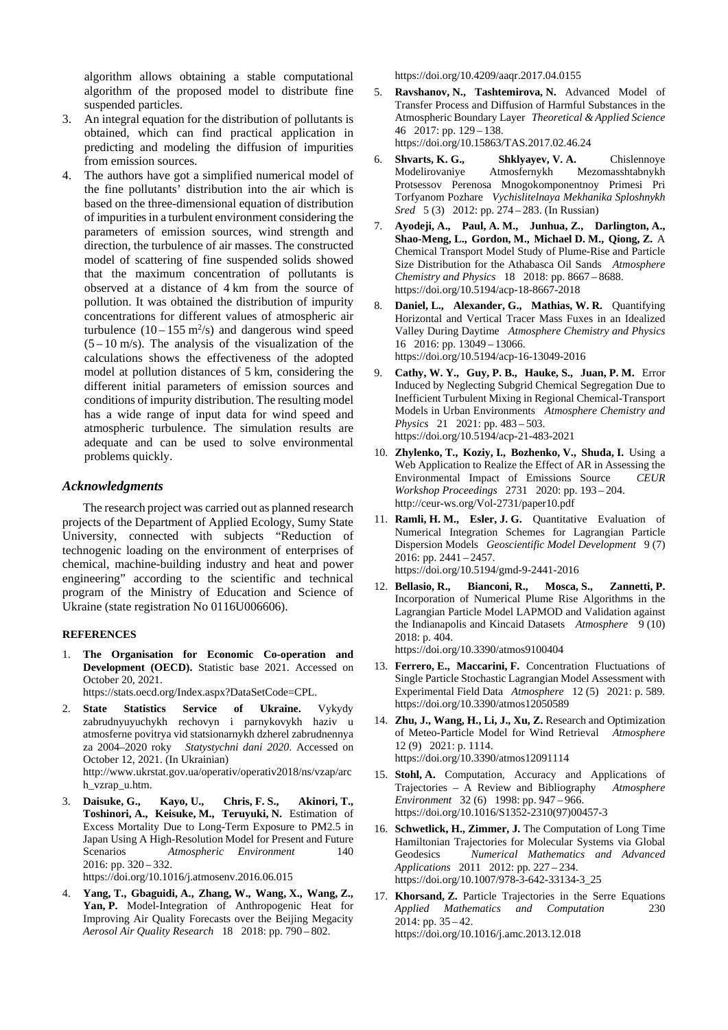algorithm allows obtaining a stable computational algorithm of the proposed model to distribute fine suspended particles.

3. An integral equation for the distribution of pollutants is obtained, which can find practical application in predicting and modeling the diffusion of impurities from emission sources.
4. The authors have got a simplified numerical model of the fine pollutants' distribution into the air which is based on the three-dimensional equation of distribution of impurities in a turbulent environment considering the parameters of emission sources, wind strength and direction, the turbulence of air masses. The constructed model of scattering of fine suspended solids showed that the maximum concentration of pollutants is observed at a distance of 4 km from the source of pollution. It was obtained the distribution of impurity concentrations for different values of atmospheric air turbulence ($10 – 155$ $m^2/s$) and dangerous wind speed ($5 – 10$ m/s). The analysis of the visualization of the calculations shows the effectiveness of the adopted model at pollution distances of 5 km, considering the different initial parameters of emission sources and conditions of impurity distribution. The resulting model has a wide range of input data for wind speed and atmospheric turbulence. The simulation results are adequate and can be used to solve environmental problems quickly.

## *Acknowledgments*

The research project was carried out as planned research projects of the Department of Applied Ecology, Sumy State University, connected with subjects "Reduction of technogenic loading on the environment of enterprises of chemical, machine-building industry and heat and power engineering" according to the scientific and technical program of the Ministry of Education and Science of Ukraine (state registration No 0116U006606).

## REFERENCES

1. **The Organisation for Economic Co-operation and Development (OECD).** Statistic base 2021. Accessed on October 20, 2021. https://stats.oecd.org/Index.aspx?DataSetCode=CPL.
2. **State Statistics Service of Ukraine.** Vykydy zabrudnyuyuchykh rechovyn i parnykovykh haziv u atmosferne povitrya vid statsionarnykh dzherel zabrudnennya za 2004–2020 roky *Statystychni dani 2020*. Accessed on October 12, 2021. (In Ukrainian) http://www.ukrstat.gov.ua/operativ/operativ2018/ns/vzap/arch_vzrap_u.htm.
3. **Daisuke, G., Kayo, U., Chris, F. S., Akinori, T., Toshinori, A., Keisuke, M., Teruyuki, N.** Estimation of Excess Mortality Due to Long-Term Exposure to PM2.5 in Japan Using A High-Resolution Model for Present and Future Scenarios *Atmospheric Environment* 140 2016: pp. 320 – 332. https://doi.org/10.1016/j.atmosenv.2016.06.015
4. **Yang, T., Gbaguidi, A., Zhang, W., Wang, X., Wang, Z., Yan, P.** Model-Integration of Anthropogenic Heat for Improving Air Quality Forecasts over the Beijing Megacity *Aerosol Air Quality Research* 18 2018: pp. 790 – 802. https://doi.org/10.4209/aaqr.2017.04.0155
5. **Ravshanov, N., Tashtemirova, N.** Advanced Model of Transfer Process and Diffusion of Harmful Substances in the Atmospheric Boundary Layer *Theoretical & Applied Science* 46 2017: pp. 129 – 138. https://doi.org/10.15863/TAS.2017.02.46.24
6. **Shvarts, K. G., Shklyayev, V. A.** Chislennoye Modelirovaniye Atmosfernykh Mezomasshtabnykh Protsessov Perenosa Mnogokomponentnoy Primesi Pri Torfyanom Pozhare *Vychislitelnaya Mekhanika Sploshnykh Sred* 5 (3) 2012: pp. 274 – 283. (In Russian)
7. **Ayodeji, A., Paul, A. M., Junhua, Z., Darlington, A., Shao-Meng, L., Gordon, M., Michael D. M., Qiong, Z.** A Chemical Transport Model Study of Plume-Rise and Particle Size Distribution for the Athabasca Oil Sands *Atmosphere Chemistry and Physics* 18 2018: pp. 8667 – 8688. https://doi.org/10.5194/acp-18-8667-2018
8. **Daniel, L., Alexander, G., Mathias, W. R.** Quantifying Horizontal and Vertical Tracer Mass Fuxes in an Idealized Valley During Daytime *Atmosphere Chemistry and Physics* 16 2016: pp. 13049 – 13066. https://doi.org/10.5194/acp-16-13049-2016
9. **Cathy, W. Y., Guy, P. B., Hauke, S., Juan, P. M.** Error Induced by Neglecting Subgrid Chemical Segregation Due to Inefficient Turbulent Mixing in Regional Chemical-Transport Models in Urban Environments *Atmosphere Chemistry and Physics* 21 2021: pp. 483 – 503. https://doi.org/10.5194/acp-21-483-2021
10. **Zhylenko, T., Koziy, I., Bozhenko, V., Shuda, I.** Using a Web Application to Realize the Effect of AR in Assessing the Environmental Impact of Emissions Source *CEUR Workshop Proceedings* 2731 2020: pp. 193 – 204. http://ceur-ws.org/Vol-2731/paper10.pdf
11. **Ramli, H. M., Esler, J. G.** Quantitative Evaluation of Numerical Integration Schemes for Lagrangian Particle Dispersion Models *Geoscientific Model Development* 9 (7) 2016: pp. 2441 – 2457. https://doi.org/10.5194/gmd-9-2441-2016
12. **Bellasio, R., Bianconi, R., Mosca, S., Zannetti, P.** Incorporation of Numerical Plume Rise Algorithms in the Lagrangian Particle Model LAPMOD and Validation against the Indianapolis and Kincaid Datasets *Atmosphere* 9 (10) 2018: p. 404. https://doi.org/10.3390/atmos9100404
13. **Ferrero, E., Maccarini, F.** Concentration Fluctuations of Single Particle Stochastic Lagrangian Model Assessment with Experimental Field Data *Atmosphere* 12 (5) 2021: p. 589. https://doi.org/10.3390/atmos12050589
14. **Zhu, J., Wang, H., Li, J., Xu, Z.** Research and Optimization of Meteo-Particle Model for Wind Retrieval *Atmosphere* 12 (9) 2021: p. 1114. https://doi.org/10.3390/atmos12091114
15. **Stohl, A.** Computation, Accuracy and Applications of Trajectories – A Review and Bibliography *Atmosphere Environment* 32 (6) 1998: pp. 947 – 966. https://doi.org/10.1016/S1352-2310(97)00457-3
16. **Schwetlick, H., Zimmer, J.** The Computation of Long Time Hamiltonian Trajectories for Molecular Systems via Global Geodesics *Numerical Mathematics and Advanced Applications* 2011 2012: pp. 227 – 234. https://doi.org/10.1007/978-3-642-33134-3_25
17. **Khorsand, Z.** Particle Trajectories in the Serre Equations *Applied Mathematics and Computation* 230 2014: pp. 35 – 42. https://doi.org/10.1016/j.amc.2013.12.018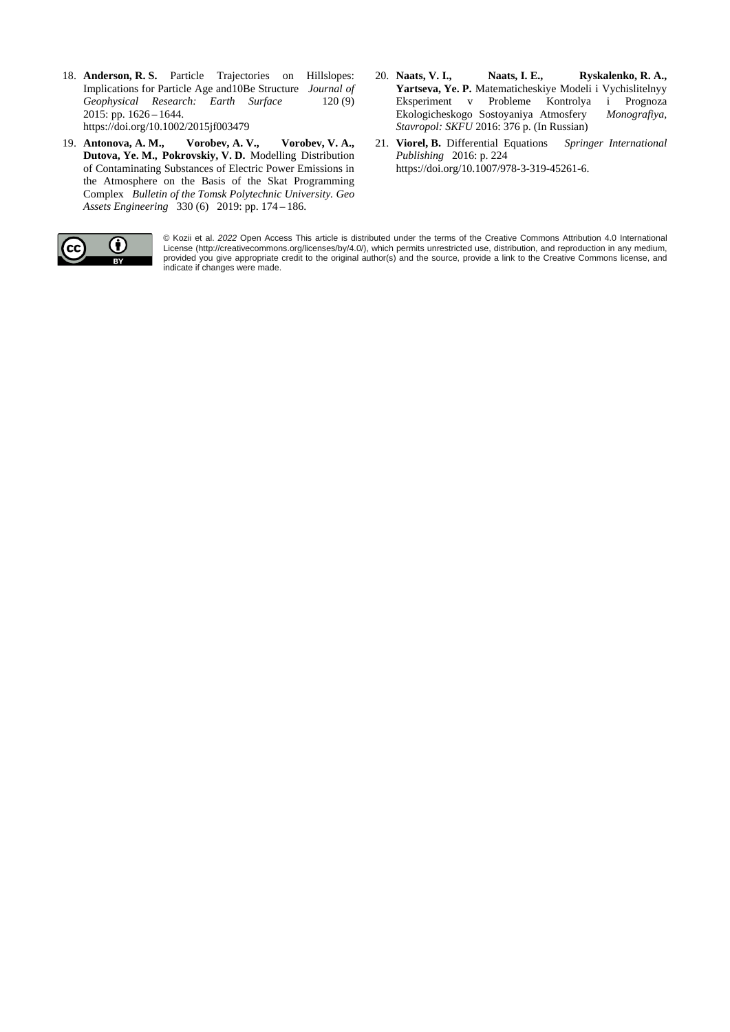18. **Anderson, R. S.** Particle Trajectories on Hillslopes: Implications for Particle Age and10Be Structure *Journal of Geophysical Research: Earth Surface* 120 (9) 2015: pp. 1626 – 1644. https://doi.org/10.1002/2015jf003479

19. **Antonova, A. M., Vorobev, A. V., Vorobev, V. A., Dutova, Ye. M., Pokrovskiy, V. D.** Modelling Distribution of Contaminating Substances of Electric Power Emissions in the Atmosphere on the Basis of the Skat Programming Complex *Bulletin of the Tomsk Polytechnic University. Geo Assets Engineering* 330 (6) 2019: pp. 174 – 186.

20. **Naats, V. I., Naats, I. E., Ryskalenko, R. A., Yartseva, Ye. P.** Matematicheskiye Modeli i Vychislitelnyy Eksperiment v Probleme Kontrolya i Prognoza Ekologicheskogo Sostoyaniya Atmosfery *Monografiya, Stavropol: SKFU* 2016: 376 p. (In Russian)

21. **Viorel, B.** Differential Equations *Springer International Publishing* 2016: p. 224 https://doi.org/10.1007/978-3-319-45261-6.

© Kozii et al. *2022* Open Access This article is distributed under the terms of the Creative Commons Attribution 4.0 International License (http://creativecommons.org/licenses/by/4.0/), which permits unrestricted use, distribution, and reproduction in any medium, provided you give appropriate credit to the original author(s) and the source, provide a link to the Creative Commons license, and indicate if changes were made.